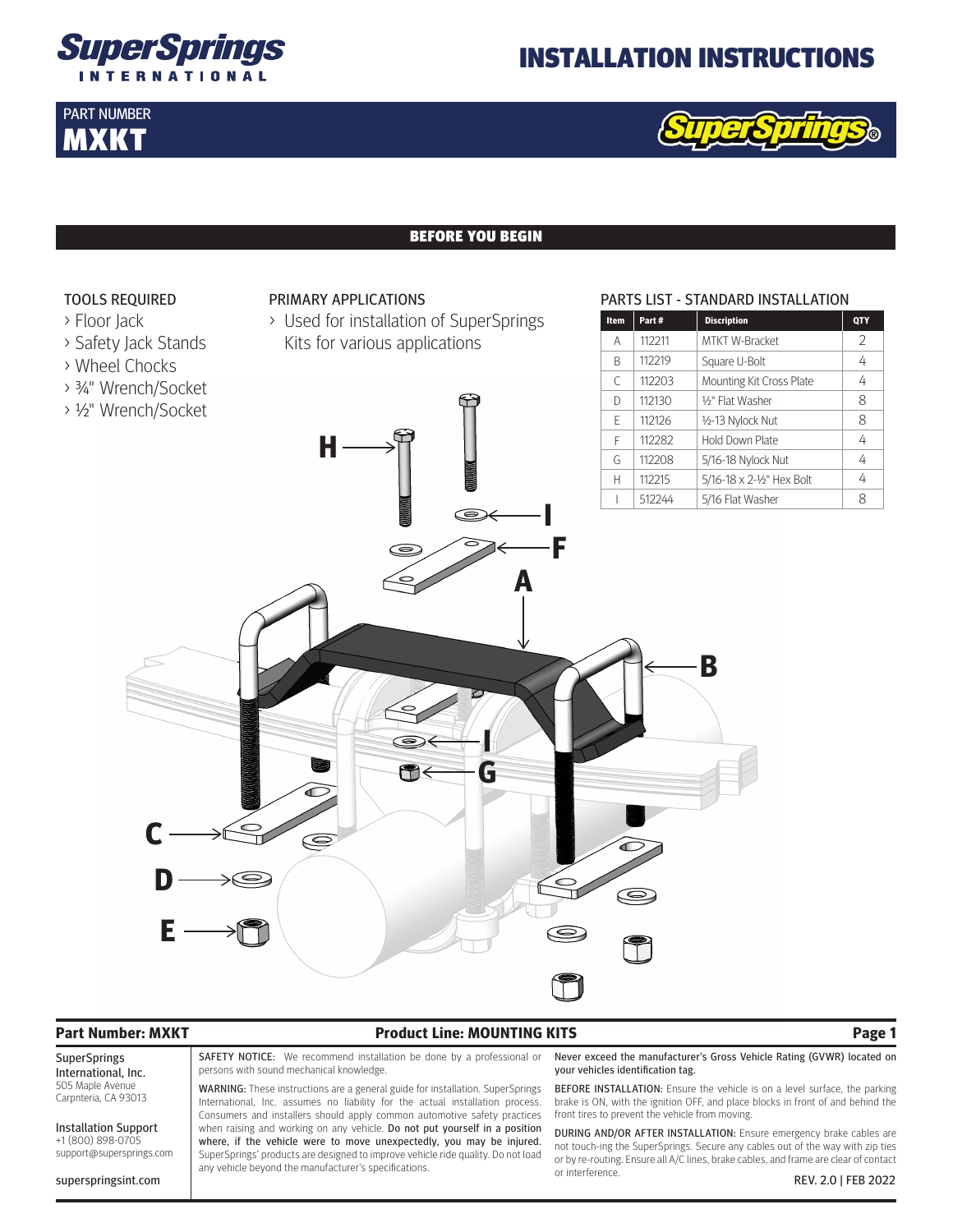# INSTALLATION INSTRUCTIONS

PART NUMBER
**MXKT**

## BEFORE YOU BEGIN

### TOOLS REQUIRED

- › Floor Jack
- › Safety Jack Stands
- › Wheel Chocks
- › ¾" Wrench/Socket
- › ½" Wrench/Socket

### PRIMARY APPLICATIONS

- › Used for installation of SuperSprings Kits for various applications

### PARTS LIST - STANDARD INSTALLATION

| Item | Part # | Discription | QTY |
|---|---|---|---|
| A | 112211 | MTKT W-Bracket | 2 |
| B | 112219 | Square U-Bolt | 4 |
| C | 112203 | Mounting Kit Cross Plate | 4 |
| D | 112130 | ½" Flat Washer | 8 |
| E | 112126 | ½-13 Nylock Nut | 8 |
| F | 112282 | Hold Down Plate | 4 |
| G | 112208 | 5/16-18 Nylock Nut | 4 |
| H | 112215 | 5/16-18 x 2-½" Hex Bolt | 4 |
| I | 512244 | 5/16 Flat Washer | 8 |

H
I
F
A
B
I
G
C
D
E

**Part Number: MXKT** | **Product Line: MOUNTING KITS**

SuperSprings International, Inc.
505 Maple Avenue
Carpnteria, CA 93013

Installation Support
+1 (800) 898-0705
support@supersprings.com

superspringsint.com

SAFETY NOTICE: We recommend installation be done by a professional or persons with sound mechanical knowledge.

WARNING: These instructions are a general guide for installation. SuperSprings International, Inc. assumes no liability for the actual installation process. Consumers and installers should apply common automotive safety practices when raising and working on any vehicle. **Do not put yourself in a position where, if the vehicle were to move unexpectedly, you may be injured.** SuperSprings' products are designed to improve vehicle ride quality. Do not load any vehicle beyond the manufacturer's specifications.

**Never exceed the manufacturer's Gross Vehicle Rating (GVWR) located on your vehicles identification tag.**

BEFORE INSTALLATION: Ensure the vehicle is on a level surface, the parking brake is ON, with the ignition OFF, and place blocks in front of and behind the front tires to prevent the vehicle from moving.

DURING AND/OR AFTER INSTALLATION: Ensure emergency brake cables are not touch-ing the SuperSprings. Secure any cables out of the way with zip ties or by re-routing. Ensure all A/C lines, brake cables, and frame are clear of contact or interference.

REV. 2.0 | FEB 2022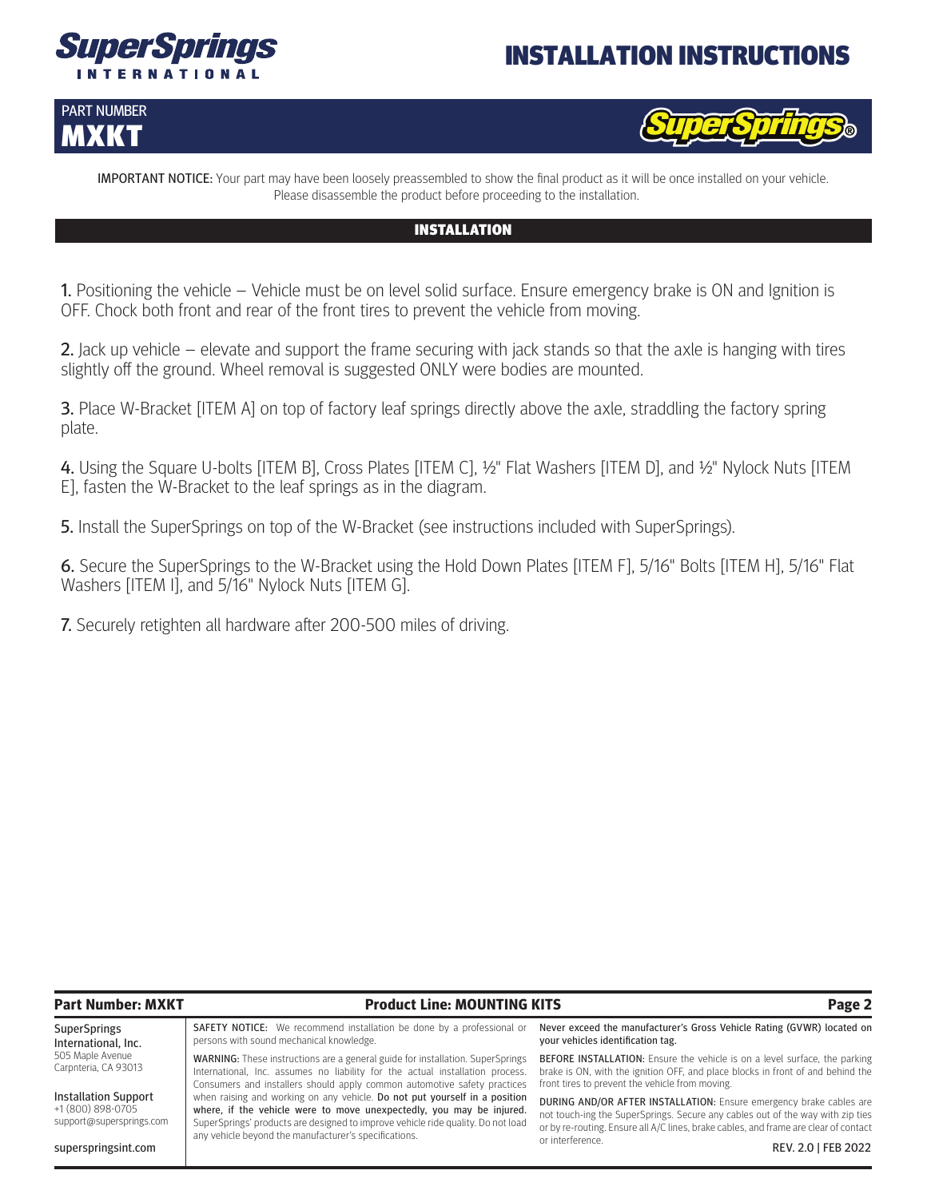# INSTALLATION INSTRUCTIONS

PART NUMBER
## MXKT

IMPORTANT NOTICE: Your part may have been loosely preassembled to show the final product as it will be once installed on your vehicle. Please disassemble the product before proceeding to the installation.

## INSTALLATION

**1.** Positioning the vehicle – Vehicle must be on level solid surface. Ensure emergency brake is ON and Ignition is OFF. Chock both front and rear of the front tires to prevent the vehicle from moving.

**2.** Jack up vehicle – elevate and support the frame securing with jack stands so that the axle is hanging with tires slightly off the ground. Wheel removal is suggested ONLY were bodies are mounted.

**3.** Place W-Bracket [ITEM A] on top of factory leaf springs directly above the axle, straddling the factory spring plate.

**4.** Using the Square U-bolts [ITEM B], Cross Plates [ITEM C], ½" Flat Washers [ITEM D], and ½" Nylock Nuts [ITEM E], fasten the W-Bracket to the leaf springs as in the diagram.

**5.** Install the SuperSprings on top of the W-Bracket (see instructions included with SuperSprings).

**6.** Secure the SuperSprings to the W-Bracket using the Hold Down Plates [ITEM F], 5/16" Bolts [ITEM H], 5/16" Flat Washers [ITEM I], and 5/16" Nylock Nuts [ITEM G].

**7.** Securely retighten all hardware after 200-500 miles of driving.

**Part Number: MXKT** | **Product Line: MOUNTING KITS**

SuperSprings International, Inc.
505 Maple Avenue
Carpnteria, CA 93013

Installation Support
+1 (800) 898-0705
support@supersprings.com

superspringsint.com

SAFETY NOTICE: We recommend installation be done by a professional or persons with sound mechanical knowledge.

WARNING: These instructions are a general guide for installation. SuperSprings International, Inc. assumes no liability for the actual installation process. Consumers and installers should apply common automotive safety practices when raising and working on any vehicle. **Do not put yourself in a position where, if the vehicle were to move unexpectedly, you may be injured.** SuperSprings' products are designed to improve vehicle ride quality. Do not load any vehicle beyond the manufacturer's specifications.

**Never exceed the manufacturer's Gross Vehicle Rating (GVWR) located on your vehicles identification tag.**

BEFORE INSTALLATION: Ensure the vehicle is on a level surface, the parking brake is ON, with the ignition OFF, and place blocks in front of and behind the front tires to prevent the vehicle from moving.

DURING AND/OR AFTER INSTALLATION: Ensure emergency brake cables are not touch-ing the SuperSprings. Secure any cables out of the way with zip ties or by re-routing. Ensure all A/C lines, brake cables, and frame are clear of contact or interference.

REV. 2.0 | FEB 2022